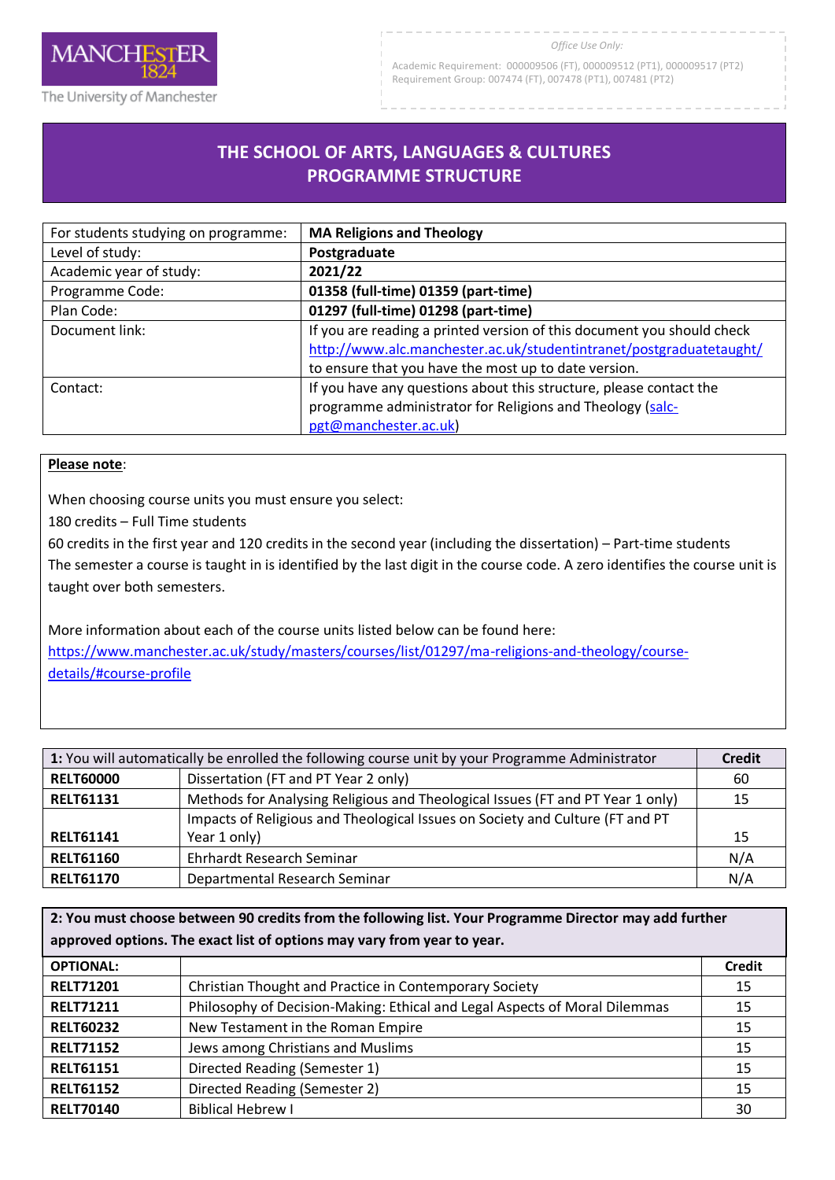The University of Manchester

*Office Use Only:*

Academic Requirement: 000009506 (FT), 000009512 (PT1), 000009517 (PT2)
Requirement Group: 007474 (FT), 007478 (PT1), 007481 (PT2)

# THE SCHOOL OF ARTS, LANGUAGES & CULTURES PROGRAMME STRUCTURE

| For students studying on programme: | **MA Religions and Theology** |
|---|---|
| Level of study: | **Postgraduate** |
| Academic year of study: | **2021/22** |
| Programme Code: | **01358 (full-time) 01359 (part-time)** |
| Plan Code: | **01297 (full-time) 01298 (part-time)** |
| Document link: | If you are reading a printed version of this document you should check http://www.alc.manchester.ac.uk/studentintranet/postgraduatetaught/ to ensure that you have the most up to date version. |
| Contact: | If you have any questions about this structure, please contact the programme administrator for Religions and Theology (salc-pgt@manchester.ac.uk) |

**Please note**:

When choosing course units you must ensure you select:

180 credits – Full Time students

60 credits in the first year and 120 credits in the second year (including the dissertation) – Part-time students

The semester a course is taught in is identified by the last digit in the course code. A zero identifies the course unit is taught over both semesters.

More information about each of the course units listed below can be found here:
https://www.manchester.ac.uk/study/masters/courses/list/01297/ma-religions-and-theology/course-details/#course-profile

| **1:** You will automatically be enrolled the following course unit by your Programme Administrator | | **Credit** |
|---|---|---|
| **RELT60000** | Dissertation (FT and PT Year 2 only) | 60 |
| **RELT61131** | Methods for Analysing Religious and Theological Issues (FT and PT Year 1 only) | 15 |
| **RELT61141** | Impacts of Religious and Theological Issues on Society and Culture (FT and PT Year 1 only) | 15 |
| **RELT61160** | Ehrhardt Research Seminar | N/A |
| **RELT61170** | Departmental Research Seminar | N/A |

| **2: You must choose between 90 credits from the following list. Your Programme Director may add further approved options. The exact list of options may vary from year to year.** | | |
|---|---|---|
| **OPTIONAL:** | | **Credit** |
| **RELT71201** | Christian Thought and Practice in Contemporary Society | 15 |
| **RELT71211** | Philosophy of Decision-Making: Ethical and Legal Aspects of Moral Dilemmas | 15 |
| **RELT60232** | New Testament in the Roman Empire | 15 |
| **RELT71152** | Jews among Christians and Muslims | 15 |
| **RELT61151** | Directed Reading (Semester 1) | 15 |
| **RELT61152** | Directed Reading (Semester 2) | 15 |
| **RELT70140** | Biblical Hebrew I | 30 |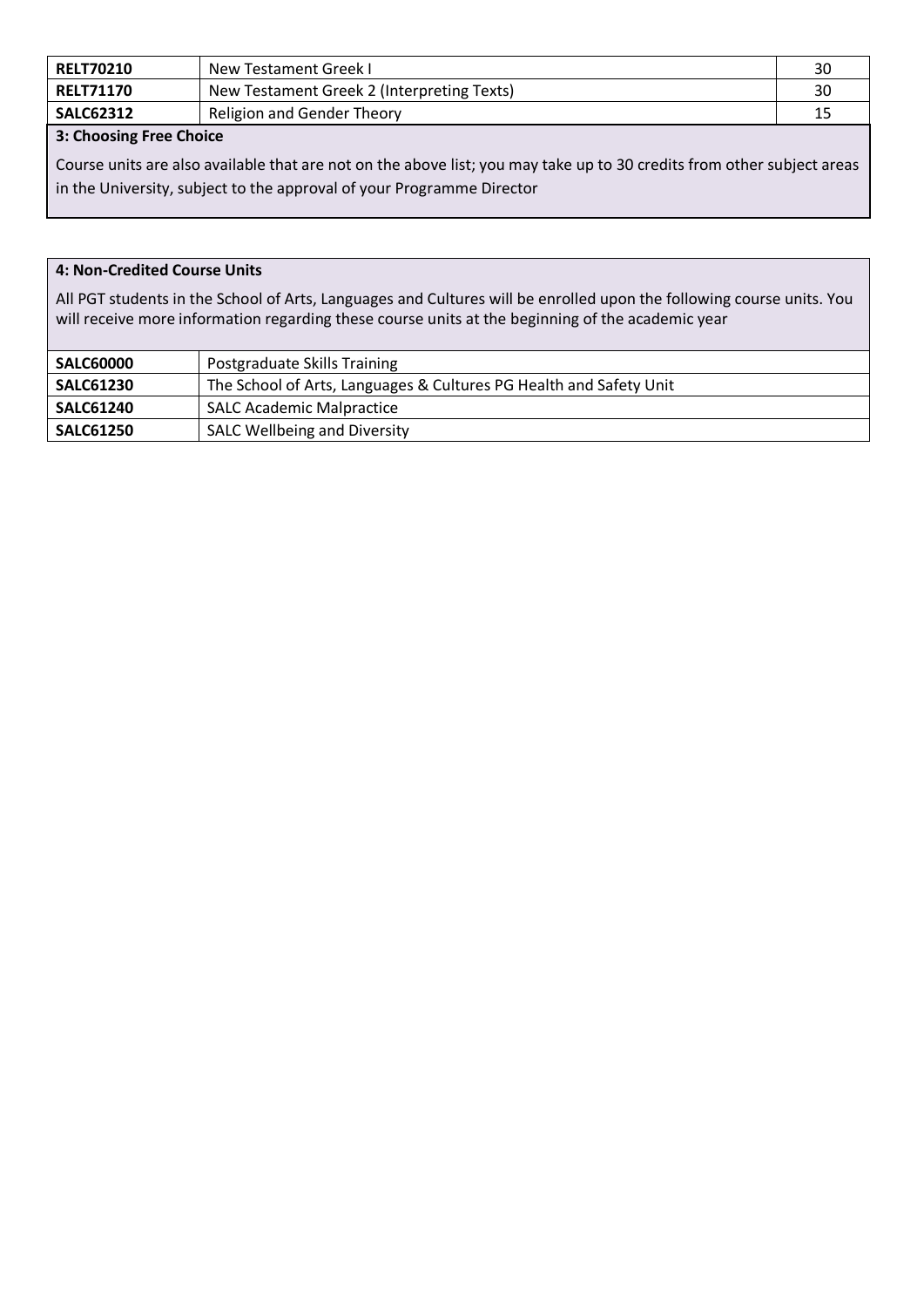| | | |
|---|---|---|
| **RELT70210** | New Testament Greek I | 30 |
| **RELT71170** | New Testament Greek 2 (Interpreting Texts) | 30 |
| **SALC62312** | Religion and Gender Theory | 15 |

**3: Choosing Free Choice**

Course units are also available that are not on the above list; you may take up to 30 credits from other subject areas in the University, subject to the approval of your Programme Director

**4: Non-Credited Course Units**

All PGT students in the School of Arts, Languages and Cultures will be enrolled upon the following course units. You will receive more information regarding these course units at the beginning of the academic year

| | |
|---|---|
| **SALC60000** | Postgraduate Skills Training |
| **SALC61230** | The School of Arts, Languages & Cultures PG Health and Safety Unit |
| **SALC61240** | SALC Academic Malpractice |
| **SALC61250** | SALC Wellbeing and Diversity |